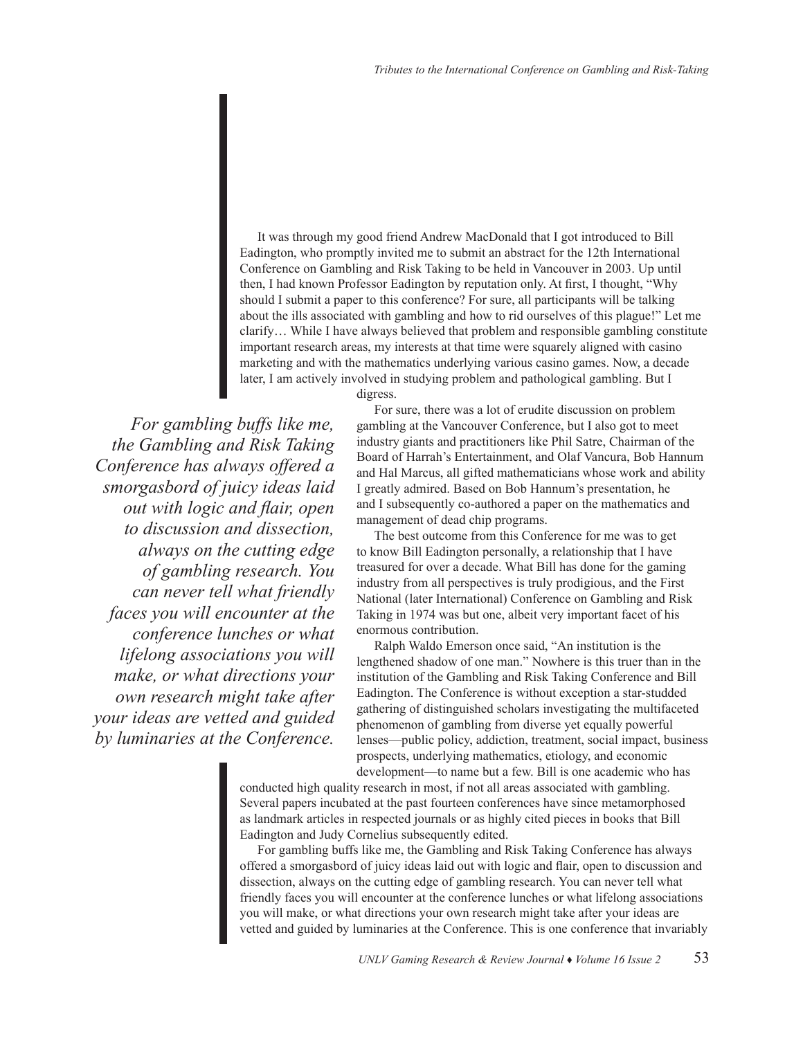It was through my good friend Andrew MacDonald that I got introduced to Bill Eadington, who promptly invited me to submit an abstract for the 12th International Conference on Gambling and Risk Taking to be held in Vancouver in 2003. Up until then, I had known Professor Eadington by reputation only. At first, I thought, "Why should I submit a paper to this conference? For sure, all participants will be talking about the ills associated with gambling and how to rid ourselves of this plague!" Let me clarify… While I have always believed that problem and responsible gambling constitute important research areas, my interests at that time were squarely aligned with casino marketing and with the mathematics underlying various casino games. Now, a decade later, I am actively involved in studying problem and pathological gambling. But I digress.

> *For gambling buffs like me, the Gambling and Risk Taking Conference has always offered a smorgasbord of juicy ideas laid out with logic and flair, open to discussion and dissection, always on the cutting edge of gambling research. You can never tell what friendly faces you will encounter at the conference lunches or what lifelong associations you will make, or what directions your own research might take after your ideas are vetted and guided by luminaries at the Conference.*

For sure, there was a lot of erudite discussion on problem gambling at the Vancouver Conference, but I also got to meet industry giants and practitioners like Phil Satre, Chairman of the Board of Harrah's Entertainment, and Olaf Vancura, Bob Hannum and Hal Marcus, all gifted mathematicians whose work and ability I greatly admired. Based on Bob Hannum's presentation, he and I subsequently co-authored a paper on the mathematics and management of dead chip programs.

The best outcome from this Conference for me was to get to know Bill Eadington personally, a relationship that I have treasured for over a decade. What Bill has done for the gaming industry from all perspectives is truly prodigious, and the First National (later International) Conference on Gambling and Risk Taking in 1974 was but one, albeit very important facet of his enormous contribution.

Ralph Waldo Emerson once said, "An institution is the lengthened shadow of one man." Nowhere is this truer than in the institution of the Gambling and Risk Taking Conference and Bill Eadington. The Conference is without exception a star-studded gathering of distinguished scholars investigating the multifaceted phenomenon of gambling from diverse yet equally powerful lenses—public policy, addiction, treatment, social impact, business prospects, underlying mathematics, etiology, and economic development—to name but a few. Bill is one academic who has conducted high quality research in most, if not all areas associated with gambling. Several papers incubated at the past fourteen conferences have since metamorphosed as landmark articles in respected journals or as highly cited pieces in books that Bill Eadington and Judy Cornelius subsequently edited.

For gambling buffs like me, the Gambling and Risk Taking Conference has always offered a smorgasbord of juicy ideas laid out with logic and flair, open to discussion and dissection, always on the cutting edge of gambling research. You can never tell what friendly faces you will encounter at the conference lunches or what lifelong associations you will make, or what directions your own research might take after your ideas are vetted and guided by luminaries at the Conference. This is one conference that invariably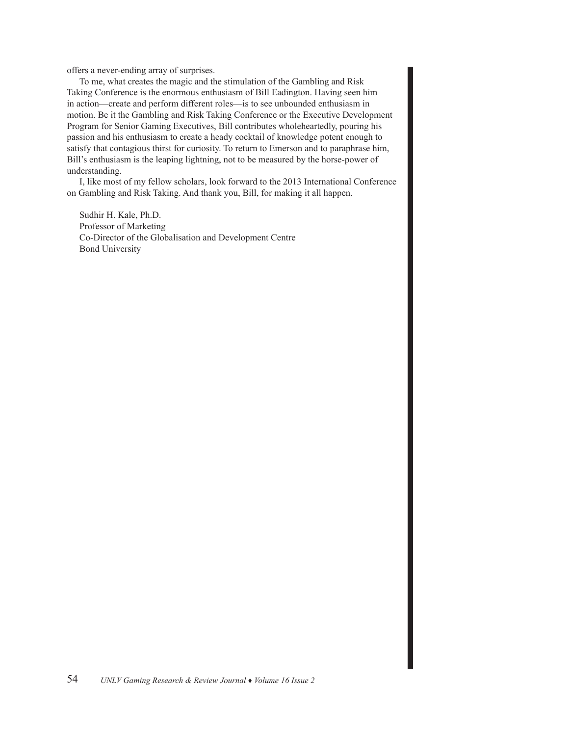offers a never-ending array of surprises.

To me, what creates the magic and the stimulation of the Gambling and Risk Taking Conference is the enormous enthusiasm of Bill Eadington. Having seen him in action—create and perform different roles—is to see unbounded enthusiasm in motion. Be it the Gambling and Risk Taking Conference or the Executive Development Program for Senior Gaming Executives, Bill contributes wholeheartedly, pouring his passion and his enthusiasm to create a heady cocktail of knowledge potent enough to satisfy that contagious thirst for curiosity. To return to Emerson and to paraphrase him, Bill's enthusiasm is the leaping lightning, not to be measured by the horse-power of understanding.

I, like most of my fellow scholars, look forward to the 2013 International Conference on Gambling and Risk Taking. And thank you, Bill, for making it all happen.

Sudhir H. Kale, Ph.D.
Professor of Marketing
Co-Director of the Globalisation and Development Centre
Bond University